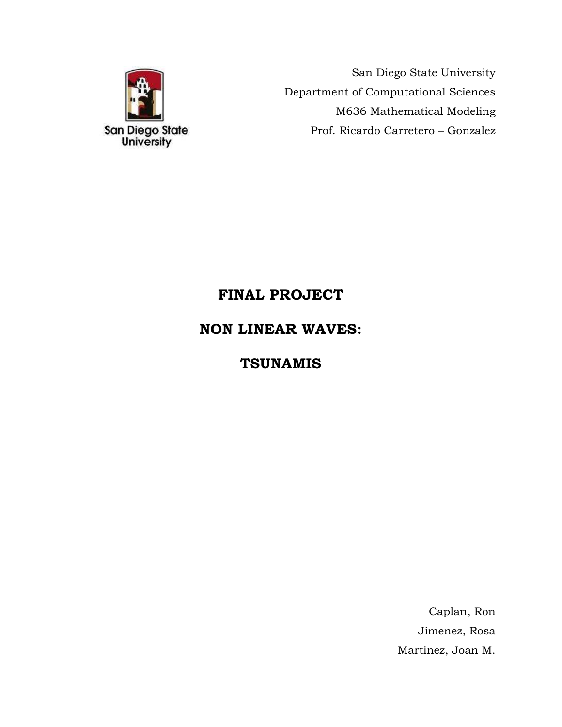San Diego State University

Department of Computational Sciences

M636 Mathematical Modeling

Prof. Ricardo Carretero – Gonzalez

# FINAL PROJECT

# NON LINEAR WAVES:

# TSUNAMIS

Caplan, Ron

Jimenez, Rosa

Martinez, Joan M.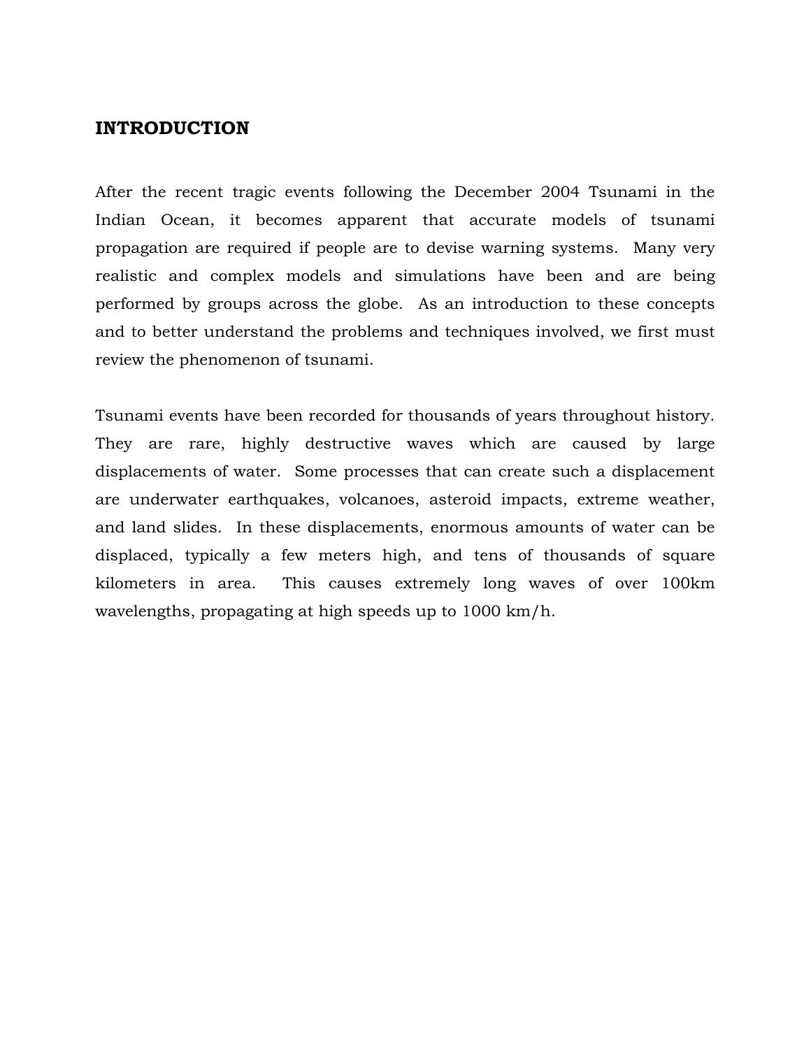## INTRODUCTION

After the recent tragic events following the December 2004 Tsunami in the Indian Ocean, it becomes apparent that accurate models of tsunami propagation are required if people are to devise warning systems. Many very realistic and complex models and simulations have been and are being performed by groups across the globe. As an introduction to these concepts and to better understand the problems and techniques involved, we first must review the phenomenon of tsunami.

Tsunami events have been recorded for thousands of years throughout history. They are rare, highly destructive waves which are caused by large displacements of water. Some processes that can create such a displacement are underwater earthquakes, volcanoes, asteroid impacts, extreme weather, and land slides. In these displacements, enormous amounts of water can be displaced, typically a few meters high, and tens of thousands of square kilometers in area. This causes extremely long waves of over 100km wavelengths, propagating at high speeds up to 1000 km/h.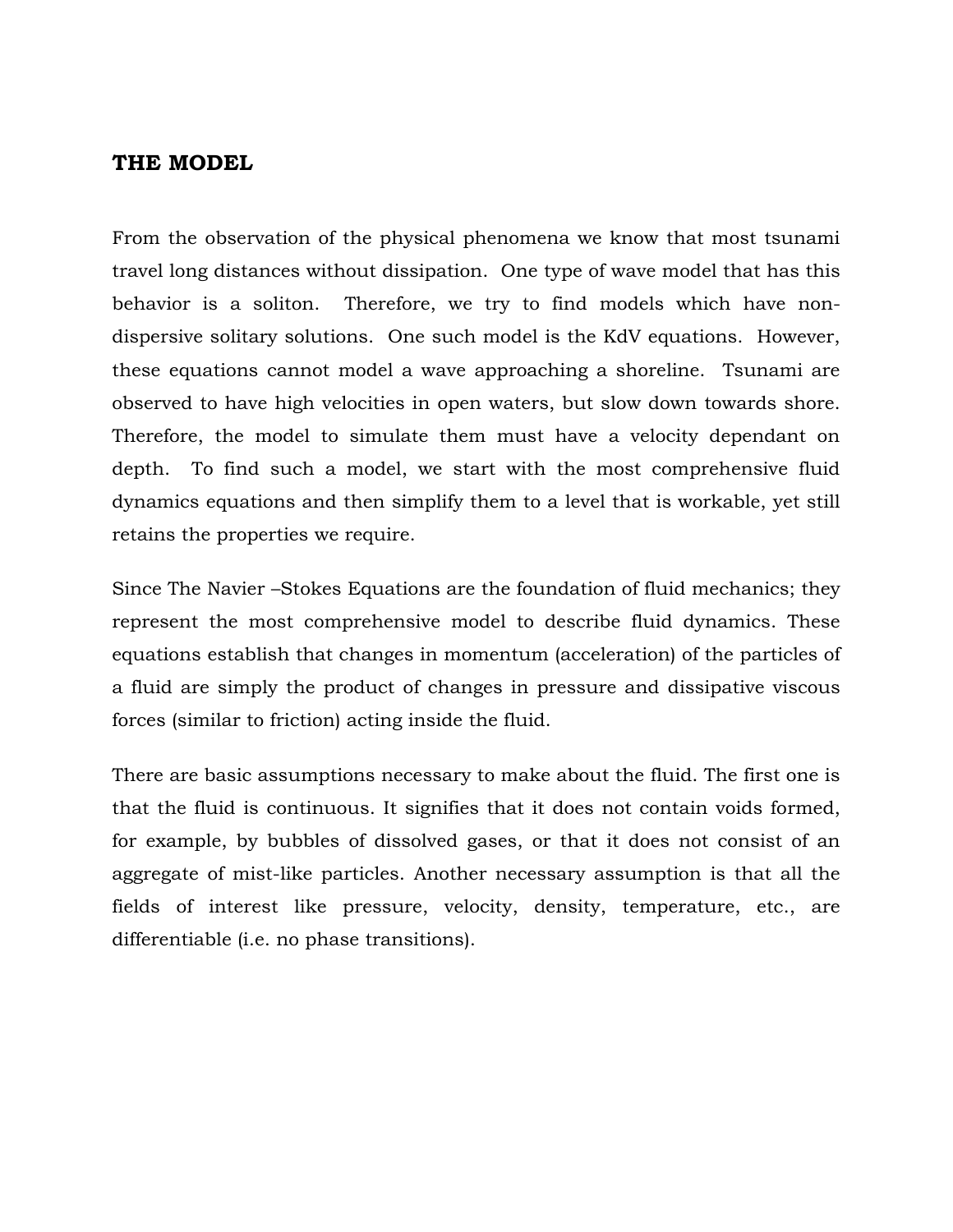## THE MODEL

From the observation of the physical phenomena we know that most tsunami travel long distances without dissipation. One type of wave model that has this behavior is a soliton. Therefore, we try to find models which have non-dispersive solitary solutions. One such model is the KdV equations. However, these equations cannot model a wave approaching a shoreline. Tsunami are observed to have high velocities in open waters, but slow down towards shore. Therefore, the model to simulate them must have a velocity dependant on depth. To find such a model, we start with the most comprehensive fluid dynamics equations and then simplify them to a level that is workable, yet still retains the properties we require.

Since The Navier –Stokes Equations are the foundation of fluid mechanics; they represent the most comprehensive model to describe fluid dynamics. These equations establish that changes in momentum (acceleration) of the particles of a fluid are simply the product of changes in pressure and dissipative viscous forces (similar to friction) acting inside the fluid.

There are basic assumptions necessary to make about the fluid. The first one is that the fluid is continuous. It signifies that it does not contain voids formed, for example, by bubbles of dissolved gases, or that it does not consist of an aggregate of mist-like particles. Another necessary assumption is that all the fields of interest like pressure, velocity, density, temperature, etc., are differentiable (i.e. no phase transitions).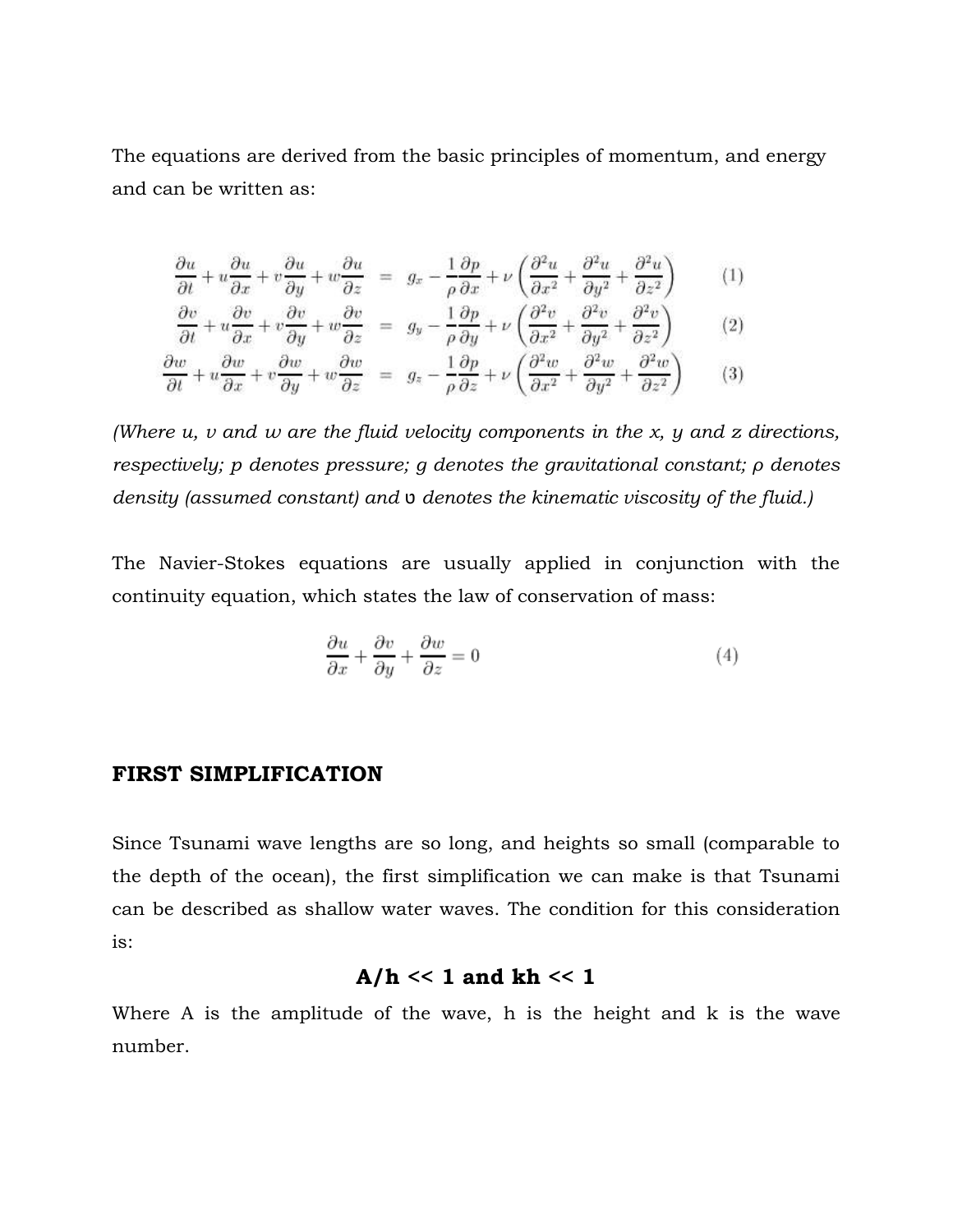The equations are derived from the basic principles of momentum, and energy and can be written as:

$$\frac{\partial u}{\partial t} + u\frac{\partial u}{\partial x} + v\frac{\partial u}{\partial y} + w\frac{\partial u}{\partial z} = g_x - \frac{1}{\rho}\frac{\partial p}{\partial x} + \nu\left(\frac{\partial^2 u}{\partial x^2} + \frac{\partial^2 u}{\partial y^2} + \frac{\partial^2 u}{\partial z^2}\right) \quad (1)$$

$$\frac{\partial v}{\partial t} + u\frac{\partial v}{\partial x} + v\frac{\partial v}{\partial y} + w\frac{\partial v}{\partial z} = g_y - \frac{1}{\rho}\frac{\partial p}{\partial y} + \nu\left(\frac{\partial^2 v}{\partial x^2} + \frac{\partial^2 v}{\partial y^2} + \frac{\partial^2 v}{\partial z^2}\right) \quad (2)$$

$$\frac{\partial w}{\partial t} + u\frac{\partial w}{\partial x} + v\frac{\partial w}{\partial y} + w\frac{\partial w}{\partial z} = g_z - \frac{1}{\rho}\frac{\partial p}{\partial z} + \nu\left(\frac{\partial^2 w}{\partial x^2} + \frac{\partial^2 w}{\partial y^2} + \frac{\partial^2 w}{\partial z^2}\right) \quad (3)$$

*(Where u, v and w are the fluid velocity components in the x, y and z directions, respectively; p denotes pressure; g denotes the gravitational constant; ρ denotes density (assumed constant) and* υ *denotes the kinematic viscosity of the fluid.)*

The Navier-Stokes equations are usually applied in conjunction with the continuity equation, which states the law of conservation of mass:

$$\frac{\partial u}{\partial x} + \frac{\partial v}{\partial y} + \frac{\partial w}{\partial z} = 0 \quad (4)$$

## FIRST SIMPLIFICATION

Since Tsunami wave lengths are so long, and heights so small (comparable to the depth of the ocean), the first simplification we can make is that Tsunami can be described as shallow water waves. The condition for this consideration is:

$$A/h \ll 1 \text{ and } kh \ll 1$$

Where A is the amplitude of the wave, h is the height and k is the wave number.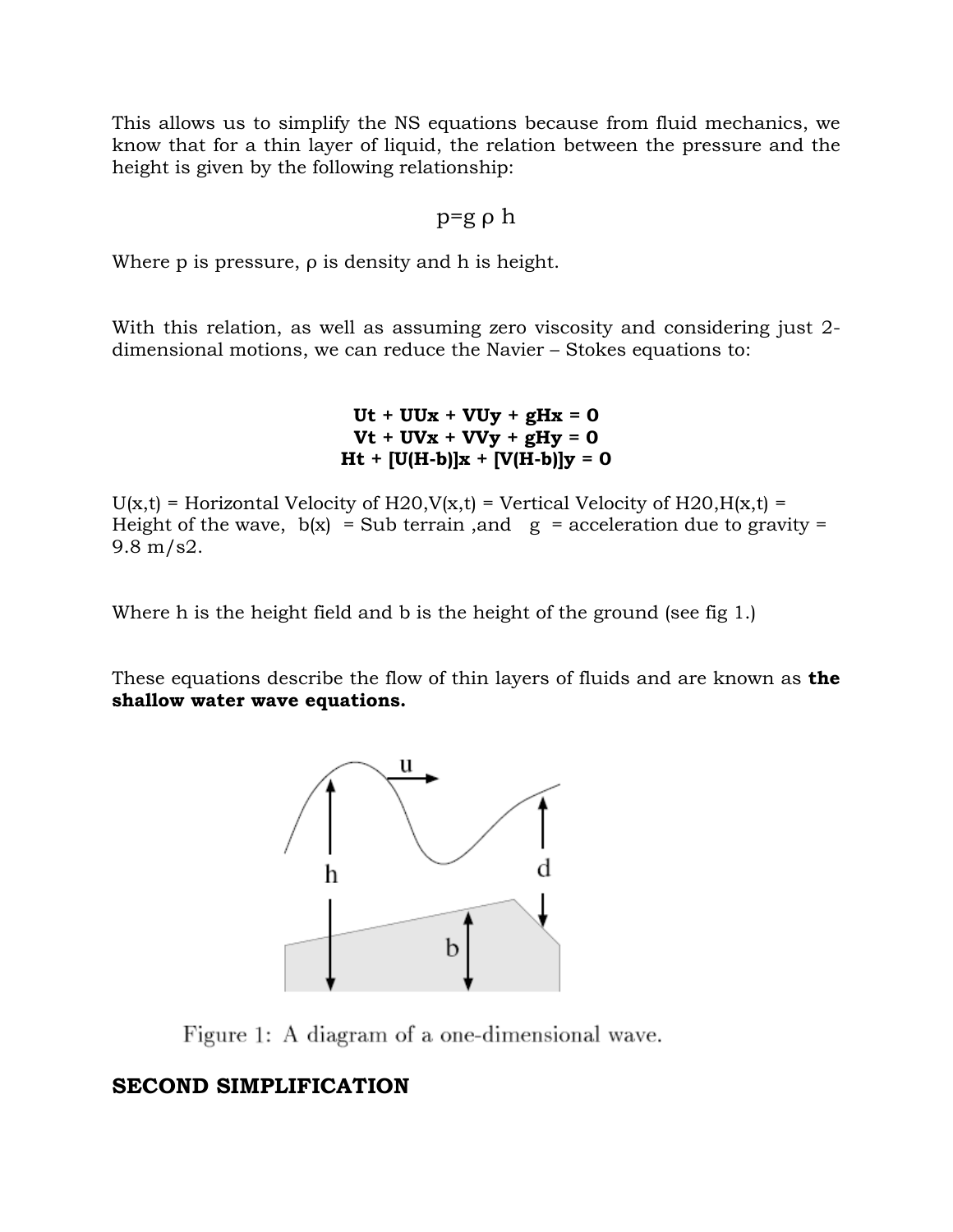This allows us to simplify the NS equations because from fluid mechanics, we know that for a thin layer of liquid, the relation between the pressure and the height is given by the following relationship:

$$p = g \rho h$$

Where p is pressure, ρ is density and h is height.

With this relation, as well as assuming zero viscosity and considering just 2-dimensional motions, we can reduce the Navier – Stokes equations to:

$$\mathbf{Ut + UUx + VUy + gHx = 0}$$
$$\mathbf{Vt + UVx + VVy + gHy = 0}$$
$$\mathbf{Ht + [U(H\text{-}b)]x + [V(H\text{-}b)]y = 0}$$

U(x,t) = Horizontal Velocity of H20,V(x,t) = Vertical Velocity of H20,H(x,t) = Height of the wave, b(x) = Sub terrain ,and g = acceleration due to gravity = 9.8 m/s2.

Where h is the height field and b is the height of the ground (see fig 1.)

These equations describe the flow of thin layers of fluids and are known as **the shallow water wave equations.**

Figure 1: A diagram of a one-dimensional wave.

## SECOND SIMPLIFICATION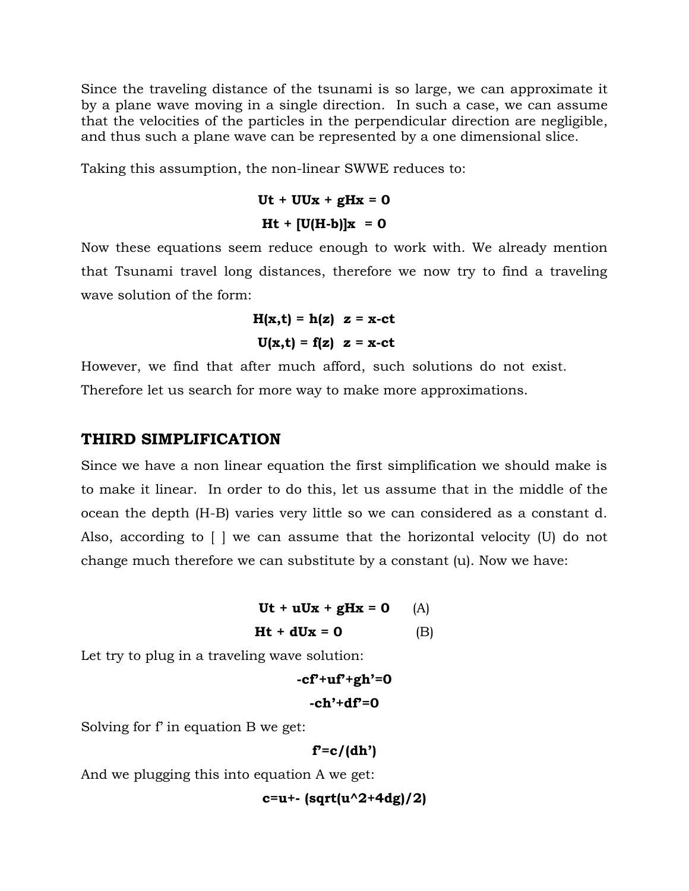Since the traveling distance of the tsunami is so large, we can approximate it by a plane wave moving in a single direction. In such a case, we can assume that the velocities of the particles in the perpendicular direction are negligible, and thus such a plane wave can be represented by a one dimensional slice.

Taking this assumption, the non-linear SWWE reduces to:

$$U_t + UU_x + gH_x = 0$$

$$H_t + [U(H-b)]_x = 0$$

Now these equations seem reduce enough to work with. We already mention that Tsunami travel long distances, therefore we now try to find a traveling wave solution of the form:

$$H(x,t) = h(z) \quad z = x-ct$$

$$U(x,t) = f(z) \quad z = x-ct$$

However, we find that after much afford, such solutions do not exist. Therefore let us search for more way to make more approximations.

## THIRD SIMPLIFICATION

Since we have a non linear equation the first simplification we should make is to make it linear. In order to do this, let us assume that in the middle of the ocean the depth (H-B) varies very little so we can considered as a constant d. Also, according to [ ] we can assume that the horizontal velocity (U) do not change much therefore we can substitute by a constant (u). Now we have:

$$U_t + uU_x + gH_x = 0 \qquad \text{(A)}$$

$$H_t + dU_x = 0 \qquad \text{(B)}$$

Let try to plug in a traveling wave solution:

$$-cf' + uf' + gh' = 0$$

$$-ch' + df' = 0$$

Solving for f' in equation B we get:

$$f' = c/(dh')$$

And we plugging this into equation A we get:

$$c = u \pm (\text{sqrt}(u^2+4dg)/2)$$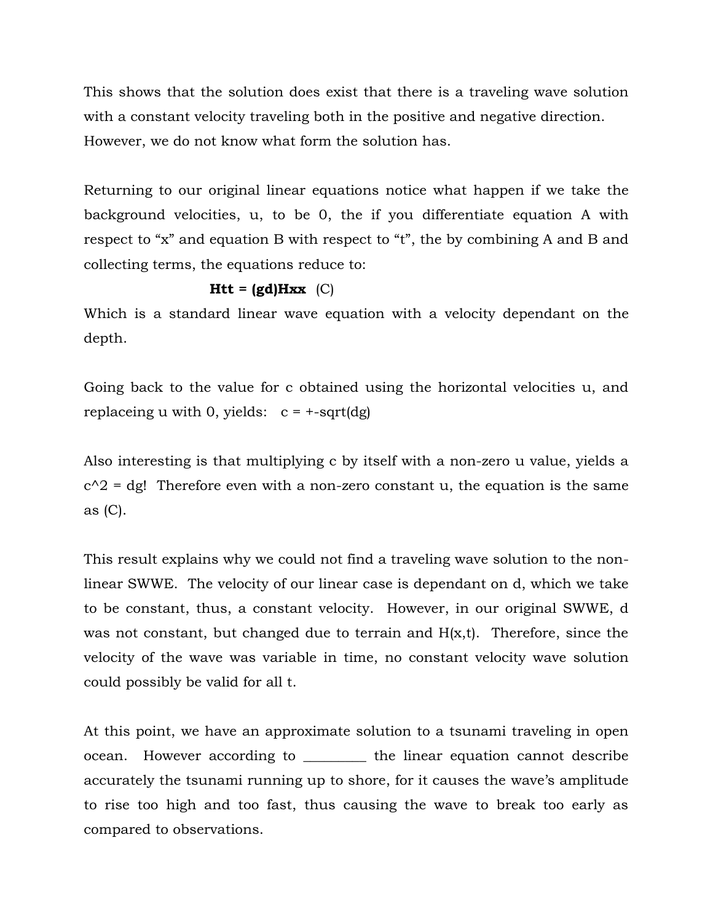This shows that the solution does exist that there is a traveling wave solution with a constant velocity traveling both in the positive and negative direction. However, we do not know what form the solution has.

Returning to our original linear equations notice what happen if we take the background velocities, u, to be 0, the if you differentiate equation A with respect to "x" and equation B with respect to "t", the by combining A and B and collecting terms, the equations reduce to:

$$H_{tt} = (gd)H_{xx} \quad \text{(C)}$$

Which is a standard linear wave equation with a velocity dependant on the depth.

Going back to the value for c obtained using the horizontal velocities u, and replaceing u with 0, yields: $c = \pm\sqrt{dg}$

Also interesting is that multiplying c by itself with a non-zero u value, yields a $c^2 = dg$! Therefore even with a non-zero constant u, the equation is the same as (C).

This result explains why we could not find a traveling wave solution to the non-linear SWWE. The velocity of our linear case is dependant on d, which we take to be constant, thus, a constant velocity. However, in our original SWWE, d was not constant, but changed due to terrain and $H(x,t)$. Therefore, since the velocity of the wave was variable in time, no constant velocity wave solution could possibly be valid for all t.

At this point, we have an approximate solution to a tsunami traveling in open ocean. However according to _________ the linear equation cannot describe accurately the tsunami running up to shore, for it causes the wave's amplitude to rise too high and too fast, thus causing the wave to break too early as compared to observations.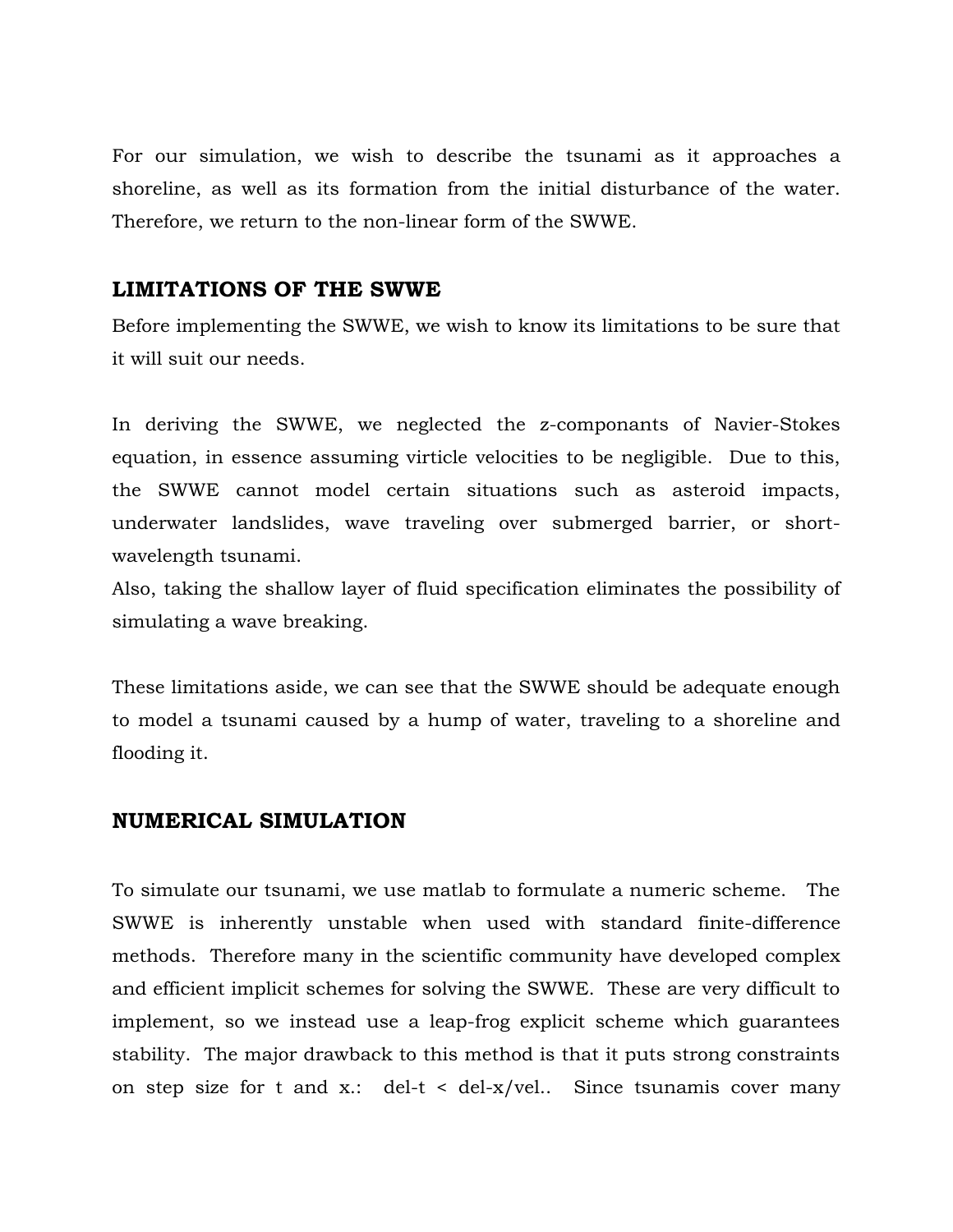For our simulation, we wish to describe the tsunami as it approaches a shoreline, as well as its formation from the initial disturbance of the water. Therefore, we return to the non-linear form of the SWWE.

## LIMITATIONS OF THE SWWE

Before implementing the SWWE, we wish to know its limitations to be sure that it will suit our needs.

In deriving the SWWE, we neglected the z-componants of Navier-Stokes equation, in essence assuming virticle velocities to be negligible. Due to this, the SWWE cannot model certain situations such as asteroid impacts, underwater landslides, wave traveling over submerged barrier, or short-wavelength tsunami.
Also, taking the shallow layer of fluid specification eliminates the possibility of simulating a wave breaking.

These limitations aside, we can see that the SWWE should be adequate enough to model a tsunami caused by a hump of water, traveling to a shoreline and flooding it.

## NUMERICAL SIMULATION

To simulate our tsunami, we use matlab to formulate a numeric scheme. The SWWE is inherently unstable when used with standard finite-difference methods. Therefore many in the scientific community have developed complex and efficient implicit schemes for solving the SWWE. These are very difficult to implement, so we instead use a leap-frog explicit scheme which guarantees stability. The major drawback to this method is that it puts strong constraints on step size for t and x.: del-t < del-x/vel.. Since tsunamis cover many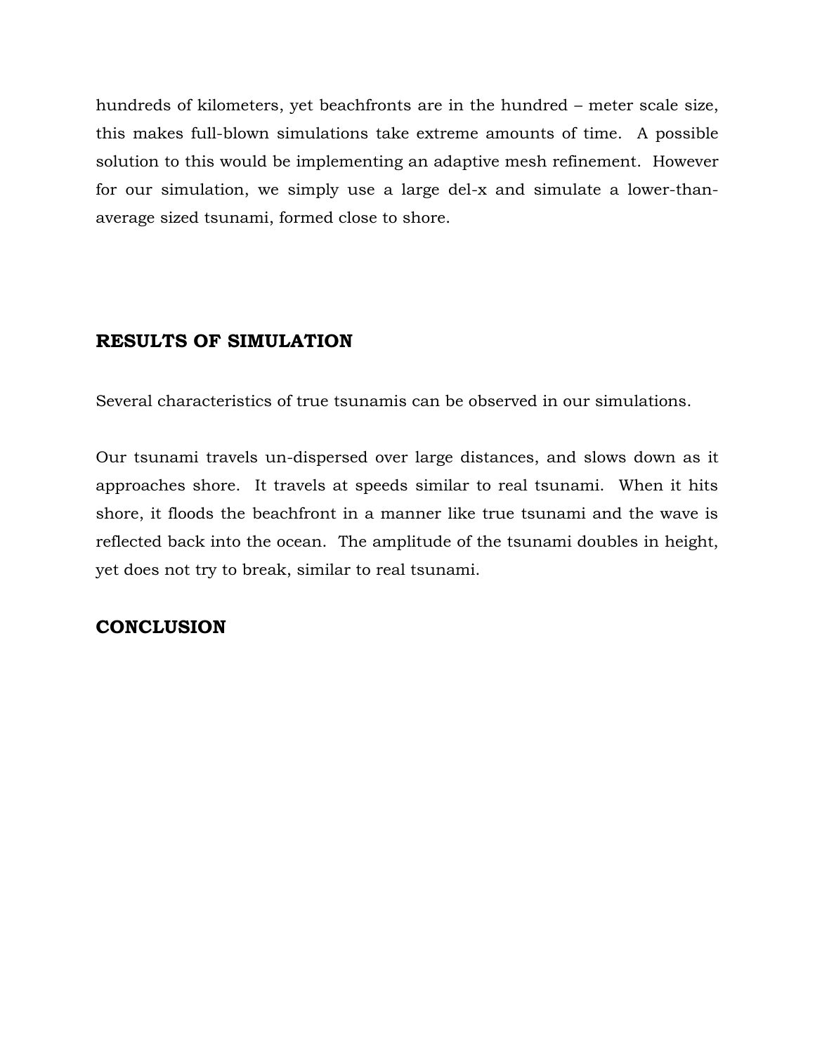hundreds of kilometers, yet beachfronts are in the hundred – meter scale size, this makes full-blown simulations take extreme amounts of time. A possible solution to this would be implementing an adaptive mesh refinement. However for our simulation, we simply use a large del-x and simulate a lower-than-average sized tsunami, formed close to shore.

## RESULTS OF SIMULATION

Several characteristics of true tsunamis can be observed in our simulations.

Our tsunami travels un-dispersed over large distances, and slows down as it approaches shore. It travels at speeds similar to real tsunami. When it hits shore, it floods the beachfront in a manner like true tsunami and the wave is reflected back into the ocean. The amplitude of the tsunami doubles in height, yet does not try to break, similar to real tsunami.

## CONCLUSION